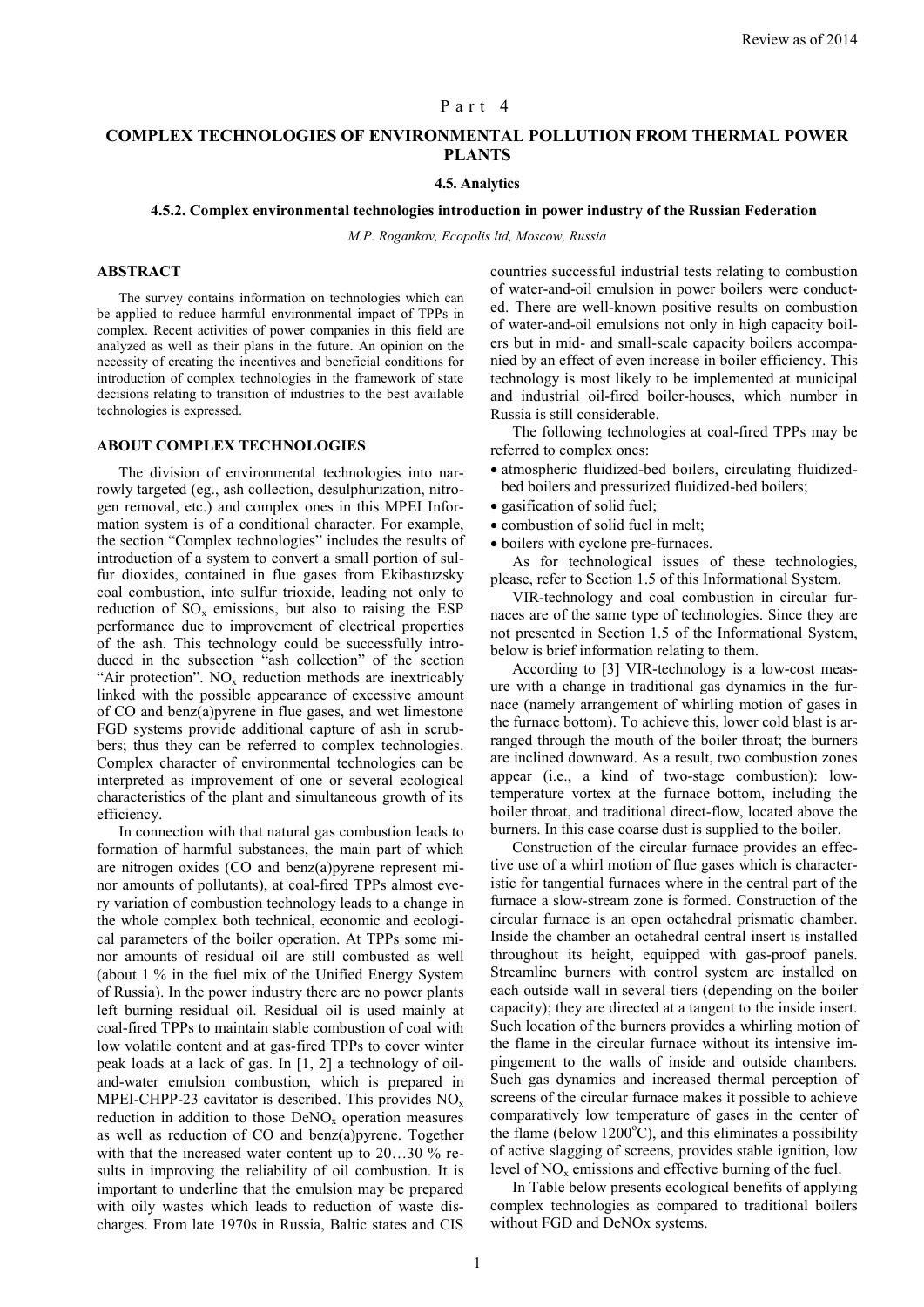Part 4

# COMPLEX TECHNOLOGIES OF ENVIRONMENTAL POLLUTION FROM THERMAL POWER PLANTS

### 4.5. Analytics

### 4.5.2. Complex environmental technologies introduction in power industry of the Russian Federation

*M.P. Rogankov, Ecopolis ltd, Moscow, Russia*

## ABSTRACT

The survey contains information on technologies which can be applied to reduce harmful environmental impact of TPPs in complex. Recent activities of power companies in this field are analyzed as well as their plans in the future. An opinion on the necessity of creating the incentives and beneficial conditions for introduction of complex technologies in the framework of state decisions relating to transition of industries to the best available technologies is expressed.

## ABOUT COMPLEX TECHNOLOGIES

The division of environmental technologies into narrowly targeted (eg., ash collection, desulphurization, nitrogen removal, etc.) and complex ones in this MPEI Information system is of a conditional character. For example, the section "Complex technologies" includes the results of introduction of a system to convert a small portion of sulfur dioxides, contained in flue gases from Ekibastuzsky coal combustion, into sulfur trioxide, leading not only to reduction of $SO_x$ emissions, but also to raising the ESP performance due to improvement of electrical properties of the ash. This technology could be successfully introduced in the subsection "ash collection" of the section "Air protection". $NO_x$ reduction methods are inextricably linked with the possible appearance of excessive amount of CO and benz(a)pyrene in flue gases, and wet limestone FGD systems provide additional capture of ash in scrubbers; thus they can be referred to complex technologies. Complex character of environmental technologies can be interpreted as improvement of one or several ecological characteristics of the plant and simultaneous growth of its efficiency.

In connection with that natural gas combustion leads to formation of harmful substances, the main part of which are nitrogen oxides (CO and benz(a)pyrene represent minor amounts of pollutants), at coal-fired TPPs almost every variation of combustion technology leads to a change in the whole complex both technical, economic and ecological parameters of the boiler operation. At TPPs some minor amounts of residual oil are still combusted as well (about 1 % in the fuel mix of the Unified Energy System of Russia). In the power industry there are no power plants left burning residual oil. Residual oil is used mainly at coal-fired TPPs to maintain stable combustion of coal with low volatile content and at gas-fired TPPs to cover winter peak loads at a lack of gas. In [1, 2] a technology of oil-and-water emulsion combustion, which is prepared in MPEI-CHPP-23 cavitator is described. This provides $NO_x$ reduction in addition to those $DeNO_x$ operation measures as well as reduction of CO and benz(a)pyrene. Together with that the increased water content up to 20…30 % results in improving the reliability of oil combustion. It is important to underline that the emulsion may be prepared with oily wastes which leads to reduction of waste discharges. From late 1970s in Russia, Baltic states and CIS countries successful industrial tests relating to combustion of water-and-oil emulsion in power boilers were conducted. There are well-known positive results on combustion of water-and-oil emulsions not only in high capacity boilers but in mid- and small-scale capacity boilers accompanied by an effect of even increase in boiler efficiency. This technology is most likely to be implemented at municipal and industrial oil-fired boiler-houses, which number in Russia is still considerable.

The following technologies at coal-fired TPPs may be referred to complex ones:

- atmospheric fluidized-bed boilers, circulating fluidized-bed boilers and pressurized fluidized-bed boilers;
- gasification of solid fuel;
- combustion of solid fuel in melt;
- boilers with cyclone pre-furnaces.

As for technological issues of these technologies, please, refer to Section 1.5 of this Informational System.

VIR-technology and coal combustion in circular furnaces are of the same type of technologies. Since they are not presented in Section 1.5 of the Informational System, below is brief information relating to them.

According to [3] VIR-technology is a low-cost measure with a change in traditional gas dynamics in the furnace (namely arrangement of whirling motion of gases in the furnace bottom). To achieve this, lower cold blast is arranged through the mouth of the boiler throat; the burners are inclined downward. As a result, two combustion zones appear (i.e., a kind of two-stage combustion): low-temperature vortex at the furnace bottom, including the boiler throat, and traditional direct-flow, located above the burners. In this case coarse dust is supplied to the boiler.

Construction of the circular furnace provides an effective use of a whirl motion of flue gases which is characteristic for tangential furnaces where in the central part of the furnace a slow-stream zone is formed. Construction of the circular furnace is an open octahedral prismatic chamber. Inside the chamber an octahedral central insert is installed throughout its height, equipped with gas-proof panels. Streamline burners with control system are installed on each outside wall in several tiers (depending on the boiler capacity); they are directed at a tangent to the inside insert. Such location of the burners provides a whirling motion of the flame in the circular furnace without its intensive impingement to the walls of inside and outside chambers. Such gas dynamics and increased thermal perception of screens of the circular furnace makes it possible to achieve comparatively low temperature of gases in the center of the flame (below 1200$^{o}$C), and this eliminates a possibility of active slagging of screens, provides stable ignition, low level of $NO_x$ emissions and effective burning of the fuel.

In Table below presents ecological benefits of applying complex technologies as compared to traditional boilers without FGD and DeNOx systems.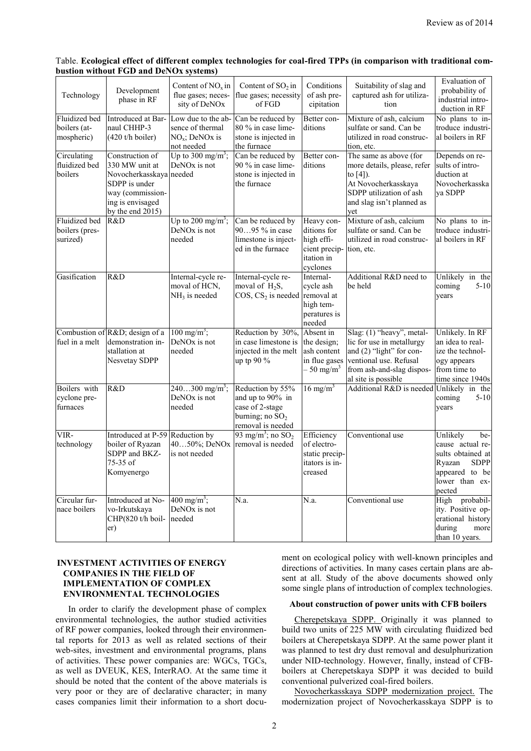Table. **Ecological effect of different complex technologies for coal-fired TPPs (in comparison with traditional combustion without FGD and DeNOx systems)**

| Technology | Development phase in RF | Content of $NO_x$ in flue gases; necessity of DeNOx | Content of $SO_2$ in flue gases; necessity of FGD | Conditions of ash precipitation | Suitability of slag and captured ash for utilization | Evaluation of probability of industrial introduction in RF |
|---|---|---|---|---|---|---|
| Fluidized bed boilers (atmospheric) | Introduced at Barnaul CHHP-3 (420 t/h boiler) | Low due to the absence of thermal $NO_x$; DeNOx is not needed | Can be reduced by 80 % in case limestone is injected in the furnace | Better conditions | Mixture of ash, calcium sulfate or sand. Can be utilized in road construction, etc. | No plans to introduce industrial boilers in RF |
| Circulating fluidized bed boilers | Construction of 330 MW unit at Novocherkasskaya SDPP is under way (commissioning is envisaged by the end 2015) | Up to 300 mg/m$^3$; DeNOx is not needed | Can be reduced by 90 % in case limestone is injected in the furnace | Better conditions | The same as above (for more details, please, refer to [4]). At Novocherkasskaya SDPP utilization of ash and slag isn't planned as yet | Depends on results of introduction at Novocherkasskaya SDPP |
| Fluidized bed boilers (pressurized) | R&D | Up to 200 mg/m$^3$; DeNOx is not needed | Can be reduced by 90…95 % in case limestone is injected in the furnace | Heavy conditions for high efficient precipitation in cyclones | Mixture of ash, calcium sulfate or sand. Can be utilized in road construction, etc. | No plans to introduce industrial boilers in RF |
| Gasification | R&D | Internal-cycle removal of HCN, $NH_3$ is needed | Internal-cycle removal of $H_2S$, COS, $CS_2$ is needed | Internal-cycle ash removal at high temperatures is needed | Additional R&D need to be held | Unlikely in the coming 5-10 years |
| Combustion of fuel in a melt | R&D; design of a demonstration installation at Nesvetay SDPP | 100 mg/m$^3$; DeNOx is not needed | Reduction by 30%, in case limestone is injected in the melt up tp 90 % | Absent in the design; ash content in flue gases – 50 mg/m$^3$ | Slag: (1) "heavy", metallic for use in metallurgy and (2) "light" for conventional use. Refusal from ash-and-slag disposal site is possible | Unlikely. In RF an idea to realize the technology appears from time to time since 1940s |
| Boilers with cyclone prefurnaces | R&D | 240…300 mg/m$^3$; DeNOx is not needed | Reduction by 55% and up to 90% in case of 2-stage burning; no $SO_2$ removal is needed | 16 mg/m$^3$ | Additional R&D is needed | Unlikely in the coming 5-10 years |
| VIR-technology | Introduced at P-59 boiler of Ryazan SDPP and BKZ-75-35 of Komyenergo | Reduction by 40…50%; DeNOx is not needed | 93 mg/m$^3$; no $SO_2$ removal is needed | Efficiency of electrostatic precipitators is increased | Conventional use | Unlikely because actual results obtained at Ryazan SDPP appeared to be lower than expected |
| Circular furnace boilers | Introduced at Novo-Irkutskaya CHP(820 t/h boiler) | 400 mg/m$^3$; DeNOx is not needed | N.a. | N.a. | Conventional use | High probability. Positive operational history during more than 10 years. |

## INVESTMENT ACTIVITIES OF ENERGY COMPANIES IN THE FIELD OF IMPLEMENTATION OF COMPLEX ENVIRONMENTAL TECHNOLOGIES

In order to clarify the development phase of complex environmental technologies, the author studied activities of RF power companies, looked through their environmental reports for 2013 as well as related sections of their web-sites, investment and environmental programs, plans of activities. These power companies are: WGCs, TGCs, as well as DVEUK, KES, InterRAO. At the same time it should be noted that the content of the above materials is very poor or they are of declarative character; in many cases companies limit their information to a short document on ecological policy with well-known principles and directions of activities. In many cases certain plans are absent at all. Study of the above documents showed only some single plans of introduction of complex technologies.

### About construction of power units with CFB boilers

Cherepetskaya SDPP. Originally it was planned to build two units of 225 MW with circulating fluidized bed boilers at Cherepetskaya SDPP. At the same power plant it was planned to test dry dust removal and desulphurization under NID-technology. However, finally, instead of CFB-boilers at Cherepetskaya SDPP it was decided to build conventional pulverized coal-fired boilers.

Novocherkasskaya SDPP modernization project. The modernization project of Novocherkasskaya SDPP is to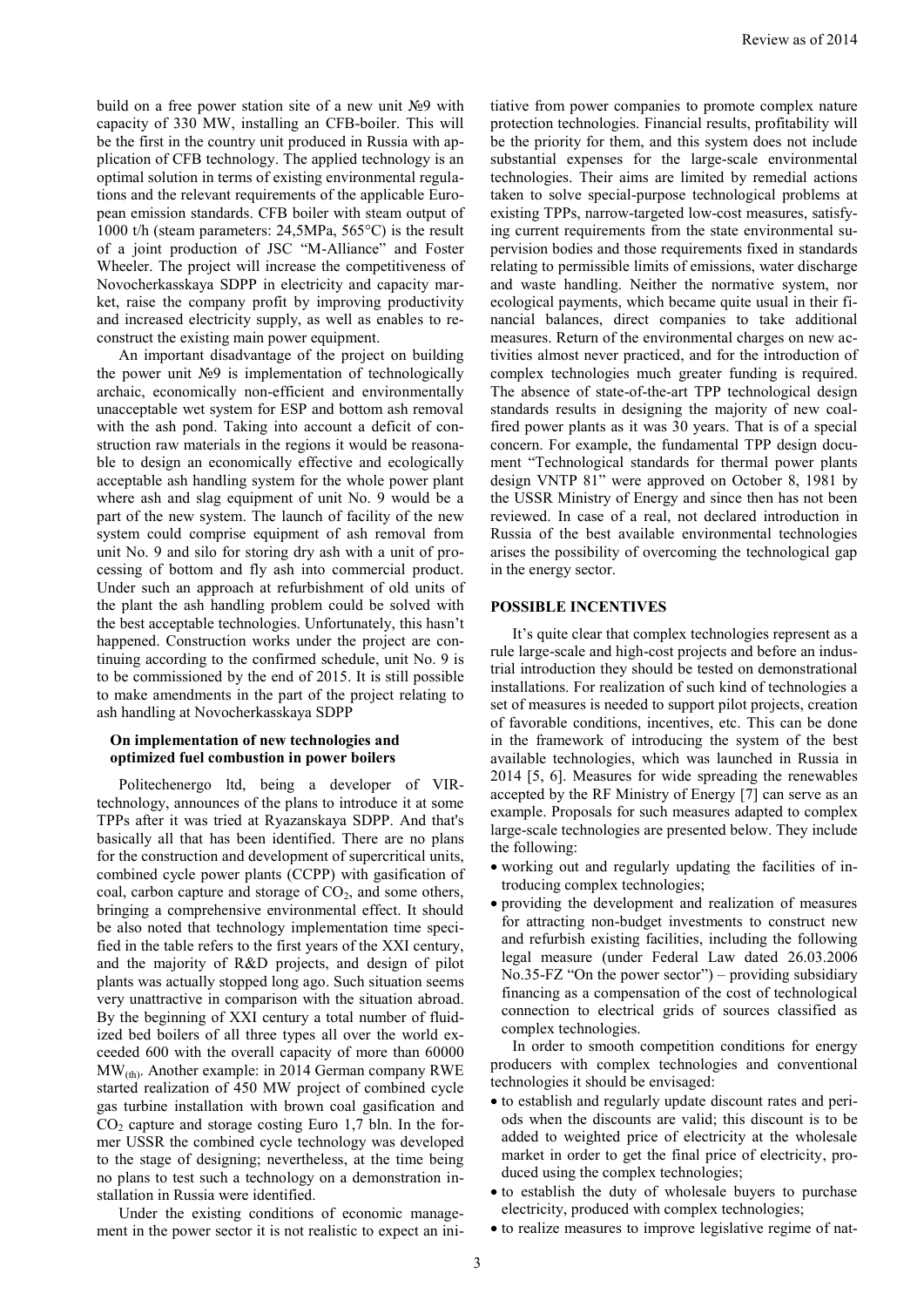build on a free power station site of a new unit №9 with capacity of 330 MW, installing an CFB-boiler. This will be the first in the country unit produced in Russia with application of CFB technology. The applied technology is an optimal solution in terms of existing environmental regulations and the relevant requirements of the applicable European emission standards. CFB boiler with steam output of 1000 t/h (steam parameters: 24,5MPa, 565°C) is the result of a joint production of JSC "M-Alliance" and Foster Wheeler. The project will increase the competitiveness of Novocherkasskaya SDPP in electricity and capacity market, raise the company profit by improving productivity and increased electricity supply, as well as enables to reconstruct the existing main power equipment.

An important disadvantage of the project on building the power unit №9 is implementation of technologically archaic, economically non-efficient and environmentally unacceptable wet system for ESP and bottom ash removal with the ash pond. Taking into account a deficit of construction raw materials in the regions it would be reasonable to design an economically effective and ecologically acceptable ash handling system for the whole power plant where ash and slag equipment of unit No. 9 would be a part of the new system. The launch of facility of the new system could comprise equipment of ash removal from unit No. 9 and silo for storing dry ash with a unit of processing of bottom and fly ash into commercial product. Under such an approach at refurbishment of old units of the plant the ash handling problem could be solved with the best acceptable technologies. Unfortunately, this hasn't happened. Construction works under the project are continuing according to the confirmed schedule, unit No. 9 is to be commissioned by the end of 2015. It is still possible to make amendments in the part of the project relating to ash handling at Novocherkasskaya SDPP

### On implementation of new technologies and optimized fuel combustion in power boilers

Politechenergo ltd, being a developer of VIR-technology, announces of the plans to introduce it at some TPPs after it was tried at Ryazanskaya SDPP. And that's basically all that has been identified. There are no plans for the construction and development of supercritical units, combined cycle power plants (CCPP) with gasification of coal, carbon capture and storage of $CO_2$, and some others, bringing a comprehensive environmental effect. It should be also noted that technology implementation time specified in the table refers to the first years of the XXI century, and the majority of R&D projects, and design of pilot plants was actually stopped long ago. Such situation seems very unattractive in comparison with the situation abroad. By the beginning of XXI century a total number of fluidized bed boilers of all three types all over the world exceeded 600 with the overall capacity of more than 60000 $MW_{(th)}$. Another example: in 2014 German company RWE started realization of 450 MW project of combined cycle gas turbine installation with brown coal gasification and $CO_2$ capture and storage costing Euro 1,7 bln. In the former USSR the combined cycle technology was developed to the stage of designing; nevertheless, at the time being no plans to test such a technology on a demonstration installation in Russia were identified.

Under the existing conditions of economic management in the power sector it is not realistic to expect an initiative from power companies to promote complex nature protection technologies. Financial results, profitability will be the priority for them, and this system does not include substantial expenses for the large-scale environmental technologies. Their aims are limited by remedial actions taken to solve special-purpose technological problems at existing TPPs, narrow-targeted low-cost measures, satisfying current requirements from the state environmental supervision bodies and those requirements fixed in standards relating to permissible limits of emissions, water discharge and waste handling. Neither the normative system, nor ecological payments, which became quite usual in their financial balances, direct companies to take additional measures. Return of the environmental charges on new activities almost never practiced, and for the introduction of complex technologies much greater funding is required. The absence of state-of-the-art TPP technological design standards results in designing the majority of new coal-fired power plants as it was 30 years. That is of a special concern. For example, the fundamental TPP design document "Technological standards for thermal power plants design VNTP 81" were approved on October 8, 1981 by the USSR Ministry of Energy and since then has not been reviewed. In case of a real, not declared introduction in Russia of the best available environmental technologies arises the possibility of overcoming the technological gap in the energy sector.

## POSSIBLE INCENTIVES

It's quite clear that complex technologies represent as a rule large-scale and high-cost projects and before an industrial introduction they should be tested on demonstrational installations. For realization of such kind of technologies a set of measures is needed to support pilot projects, creation of favorable conditions, incentives, etc. This can be done in the framework of introducing the system of the best available technologies, which was launched in Russia in 2014 [5, 6]. Measures for wide spreading the renewables accepted by the RF Ministry of Energy [7] can serve as an example. Proposals for such measures adapted to complex large-scale technologies are presented below. They include the following:

- working out and regularly updating the facilities of introducing complex technologies;
- providing the development and realization of measures for attracting non-budget investments to construct new and refurbish existing facilities, including the following legal measure (under Federal Law dated 26.03.2006 No.35-FZ "On the power sector") – providing subsidiary financing as a compensation of the cost of technological connection to electrical grids of sources classified as complex technologies.

In order to smooth competition conditions for energy producers with complex technologies and conventional technologies it should be envisaged:

- to establish and regularly update discount rates and periods when the discounts are valid; this discount is to be added to weighted price of electricity at the wholesale market in order to get the final price of electricity, produced using the complex technologies;
- to establish the duty of wholesale buyers to purchase electricity, produced with complex technologies;
- to realize measures to improve legislative regime of nat-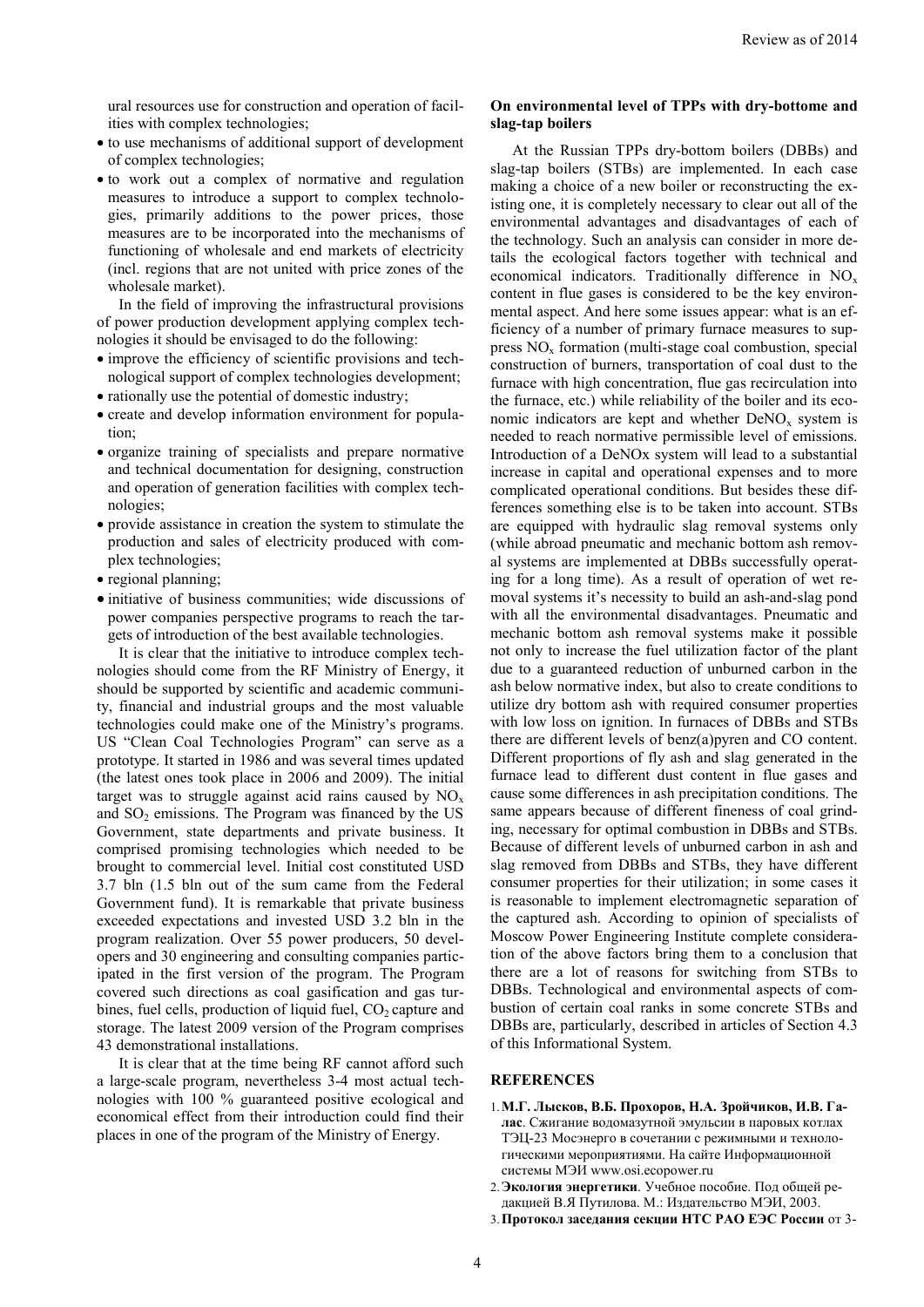ural resources use for construction and operation of facilities with complex technologies;

- to use mechanisms of additional support of development of complex technologies;
- to work out a complex of normative and regulation measures to introduce a support to complex technologies, primarily additions to the power prices, those measures are to be incorporated into the mechanisms of functioning of wholesale and end markets of electricity (incl. regions that are not united with price zones of the wholesale market).

In the field of improving the infrastructural provisions of power production development applying complex technologies it should be envisaged to do the following:

- improve the efficiency of scientific provisions and technological support of complex technologies development;
- rationally use the potential of domestic industry;
- create and develop information environment for population;
- organize training of specialists and prepare normative and technical documentation for designing, construction and operation of generation facilities with complex technologies;
- provide assistance in creation the system to stimulate the production and sales of electricity produced with complex technologies;
- regional planning;
- initiative of business communities; wide discussions of power companies perspective programs to reach the targets of introduction of the best available technologies.

It is clear that the initiative to introduce complex technologies should come from the RF Ministry of Energy, it should be supported by scientific and academic community, financial and industrial groups and the most valuable technologies could make one of the Ministry's programs. US "Clean Coal Technologies Program" can serve as a prototype. It started in 1986 and was several times updated (the latest ones took place in 2006 and 2009). The initial target was to struggle against acid rains caused by $NO_x$ and $SO_2$ emissions. The Program was financed by the US Government, state departments and private business. It comprised promising technologies which needed to be brought to commercial level. Initial cost constituted USD 3.7 bln (1.5 bln out of the sum came from the Federal Government fund). It is remarkable that private business exceeded expectations and invested USD 3.2 bln in the program realization. Over 55 power producers, 50 developers and 30 engineering and consulting companies participated in the first version of the program. The Program covered such directions as coal gasification and gas turbines, fuel cells, production of liquid fuel, $CO_2$ capture and storage. The latest 2009 version of the Program comprises 43 demonstrational installations.

It is clear that at the time being RF cannot afford such a large-scale program, nevertheless 3-4 most actual technologies with 100 % guaranteed positive ecological and economical effect from their introduction could find their places in one of the program of the Ministry of Energy.

**On environmental level of TPPs with dry-bottome and slag-tap boilers**

At the Russian TPPs dry-bottom boilers (DBBs) and slag-tap boilers (STBs) are implemented. In each case making a choice of a new boiler or reconstructing the existing one, it is completely necessary to clear out all of the environmental advantages and disadvantages of each of the technology. Such an analysis can consider in more details the ecological factors together with technical and economical indicators. Traditionally difference in $NO_x$ content in flue gases is considered to be the key environmental aspect. And here some issues appear: what is an efficiency of a number of primary furnace measures to suppress $NO_x$ formation (multi-stage coal combustion, special construction of burners, transportation of coal dust to the furnace with high concentration, flue gas recirculation into the furnace, etc.) while reliability of the boiler and its economic indicators are kept and whether $DeNO_x$ system is needed to reach normative permissible level of emissions. Introduction of a DeNOx system will lead to a substantial increase in capital and operational expenses and to more complicated operational conditions. But besides these differences something else is to be taken into account. STBs are equipped with hydraulic slag removal systems only (while abroad pneumatic and mechanic bottom ash removal systems are implemented at DBBs successfully operating for a long time). As a result of operation of wet removal systems it's necessity to build an ash-and-slag pond with all the environmental disadvantages. Pneumatic and mechanic bottom ash removal systems make it possible not only to increase the fuel utilization factor of the plant due to a guaranteed reduction of unburned carbon in the ash below normative index, but also to create conditions to utilize dry bottom ash with required consumer properties with low loss on ignition. In furnaces of DBBs and STBs there are different levels of benz(a)pyren and CO content. Different proportions of fly ash and slag generated in the furnace lead to different dust content in flue gases and cause some differences in ash precipitation conditions. The same appears because of different fineness of coal grinding, necessary for optimal combustion in DBBs and STBs. Because of different levels of unburned carbon in ash and slag removed from DBBs and STBs, they have different consumer properties for their utilization; in some cases it is reasonable to implement electromagnetic separation of the captured ash. According to opinion of specialists of Moscow Power Engineering Institute complete consideration of the above factors bring them to a conclusion that there are a lot of reasons for switching from STBs to DBBs. Technological and environmental aspects of combustion of certain coal ranks in some concrete STBs and DBBs are, particularly, described in articles of Section 4.3 of this Informational System.

## REFERENCES

1. **М.Г. Лысков, В.Б. Прохоров, Н.А. Зройчиков, И.В. Галас**. Сжигание водомазутной эмульсии в паровых котлах ТЭЦ-23 Мосэнерго в сочетании с режимными и технологическими мероприятиями. На сайте Информационной системы МЭИ www.osi.ecopower.ru
2. **Экология энергетики**. Учебное пособие. Под общей редакцией В.Я Путилова. М.: Издательство МЭИ, 2003.
3. **Протокол заседания секции НТС РАО ЕЭС России** от 3-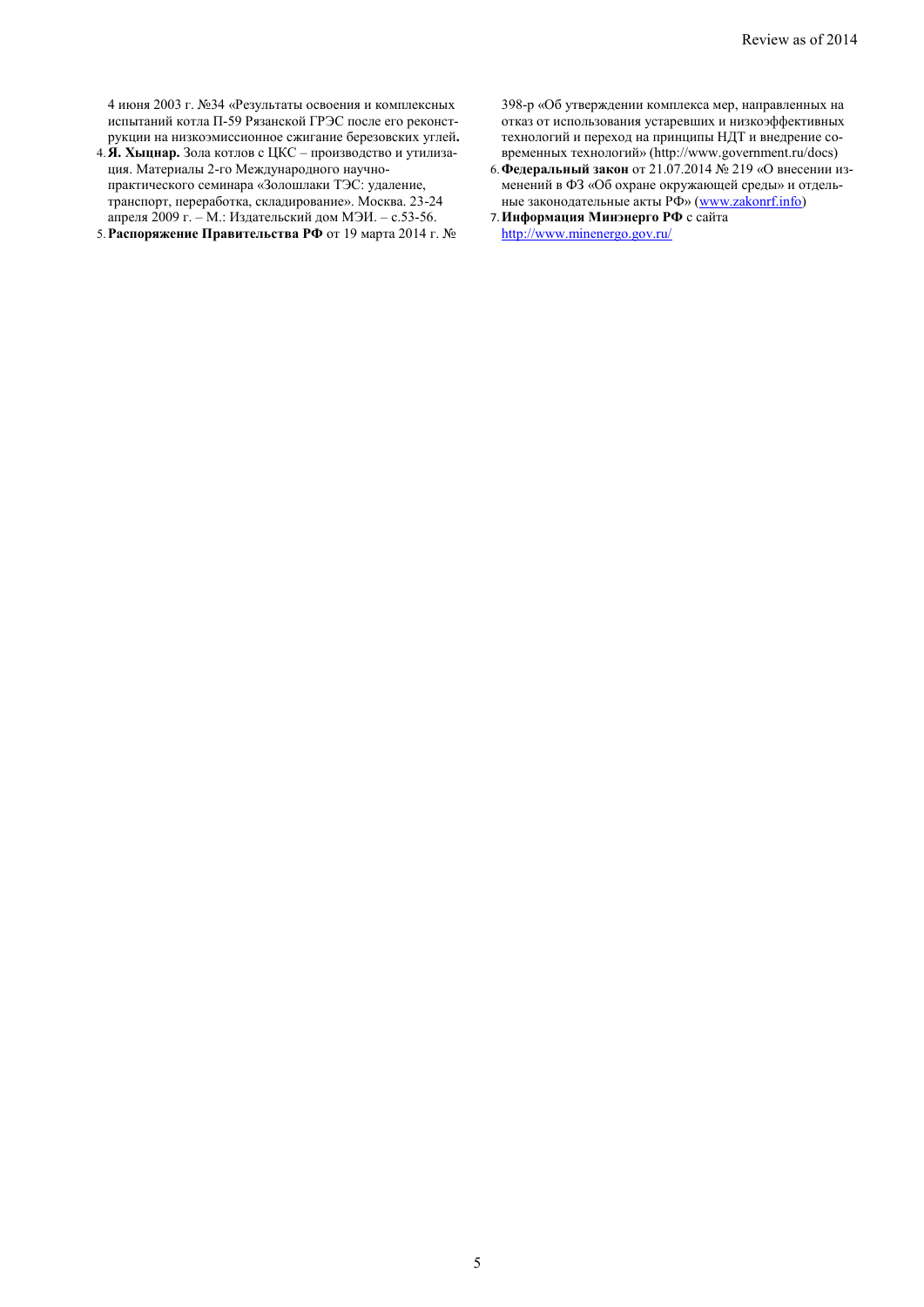4 июня 2003 г. №34 «Результаты освоения и комплексных испытаний котла П-59 Рязанской ГРЭС после его реконструкции на низкоэмиссионное сжигание березовских углей**.**

4. **Я. Хыцнар.** Зола котлов с ЦКС – производство и утилизация. Материалы 2-го Международного научно-практического семинара «Золошлаки ТЭС: удаление, транспорт, переработка, складирование». Москва. 23-24 апреля 2009 г. – М.: Издательский дом МЭИ. – с.53-56.
5. **Распоряжение Правительства РФ** от 19 марта 2014 г. № 398-р «Об утверждении комплекса мер, направленных на отказ от использования устаревших и низкоэффективных технологий и переход на принципы НДТ и внедрение современных технологий» (http://www.government.ru/docs)
6. **Федеральный закон** от 21.07.2014 № 219 «О внесении изменений в ФЗ «Об охране окружающей среды» и отдельные законодательные акты РФ» (www.zakonrf.info)
7. **Информация Минэнерго РФ** с сайта http://www.minenergo.gov.ru/